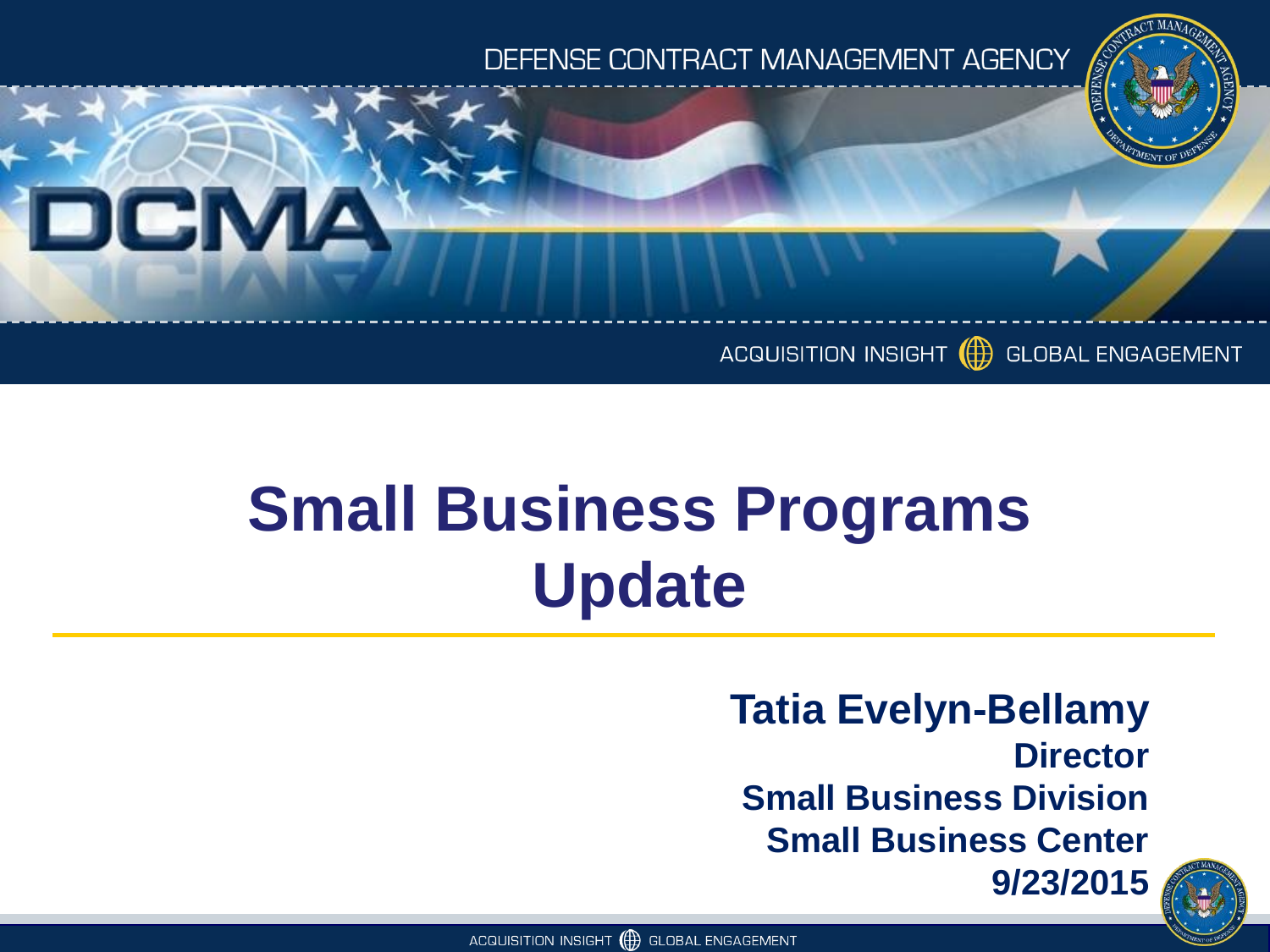DEFENSE CONTRACT MANAGEMENT AGENCY

DCMA

ACQUISITION INSIGHT GLOBAL ENGAGEMENT

# Small Business Programs Update

**Tatia Evelyn-Bellamy**
**Director**
**Small Business Division**
**Small Business Center**
**9/23/2015**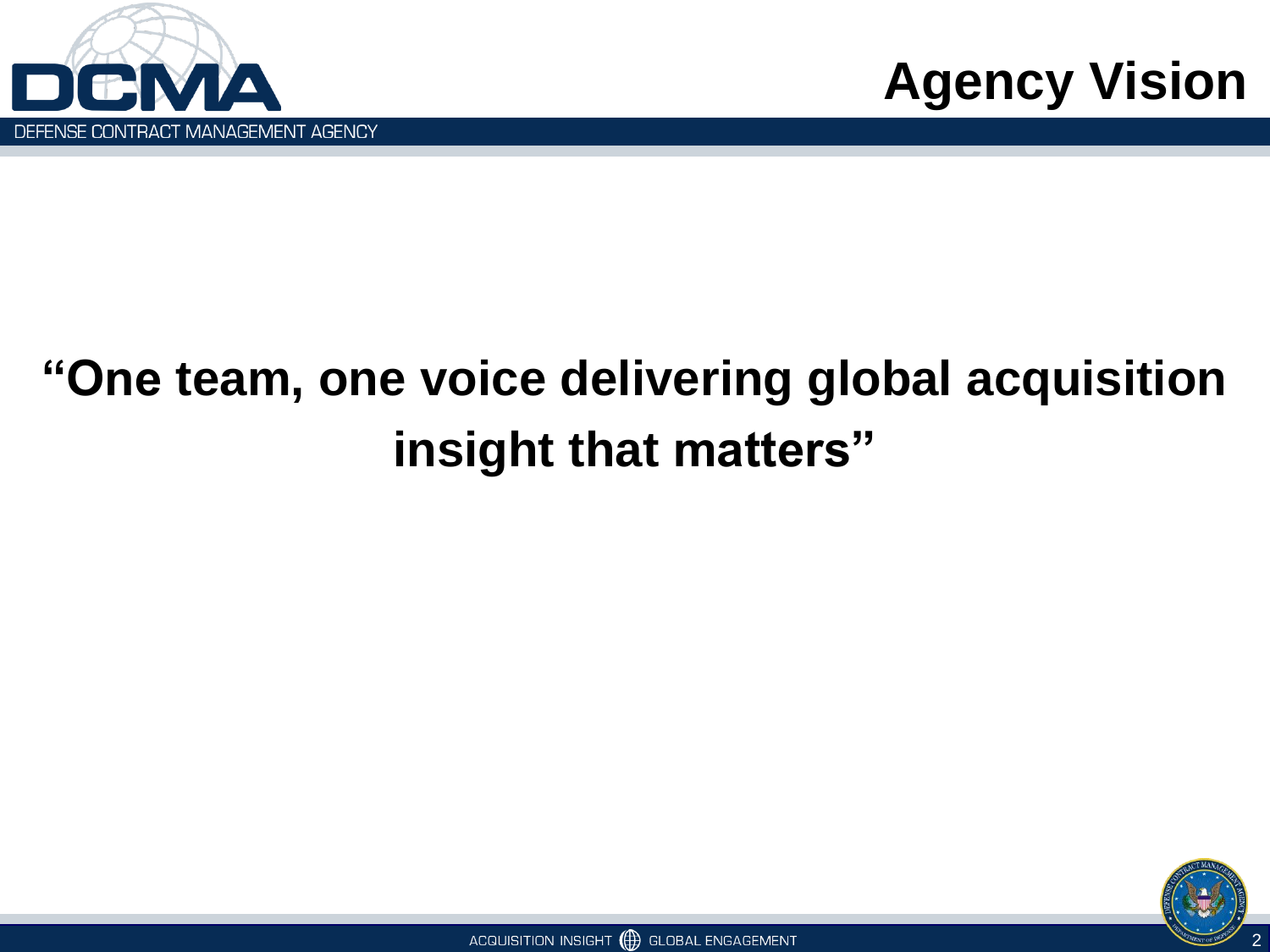# Agency Vision

**"One team, one voice delivering global acquisition insight that matters"**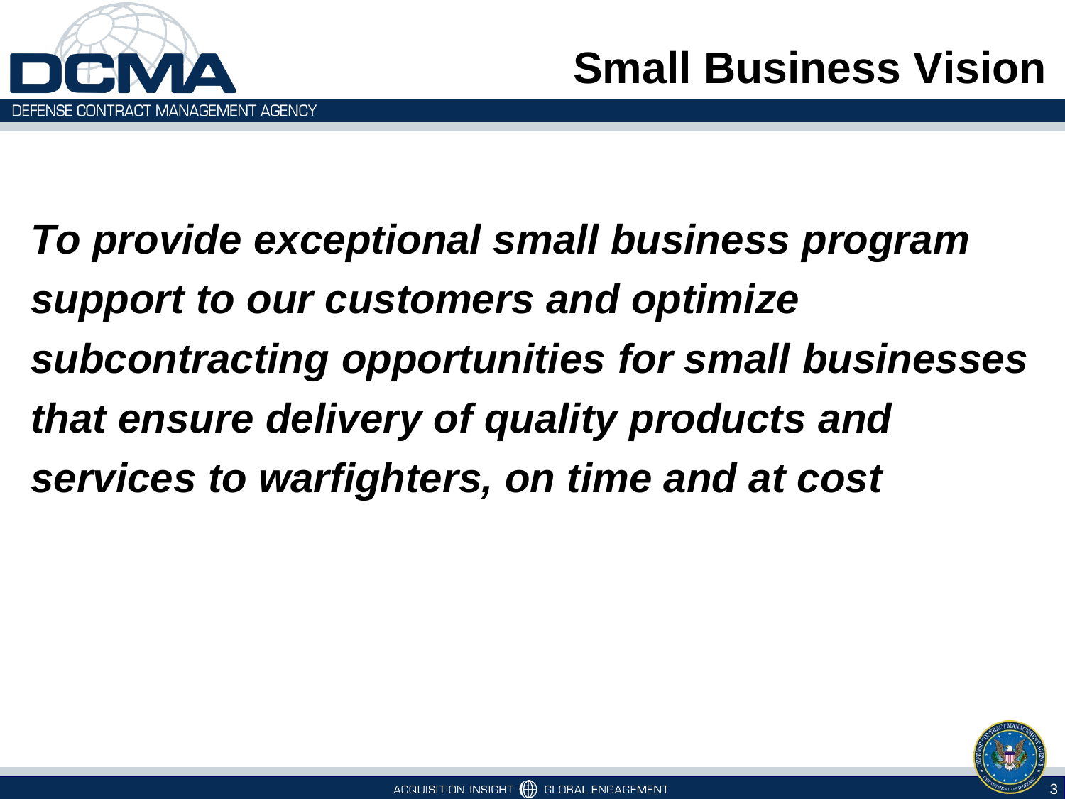# Small Business Vision

***To provide exceptional small business program support to our customers and optimize subcontracting opportunities for small businesses that ensure delivery of quality products and services to warfighters, on time and at cost***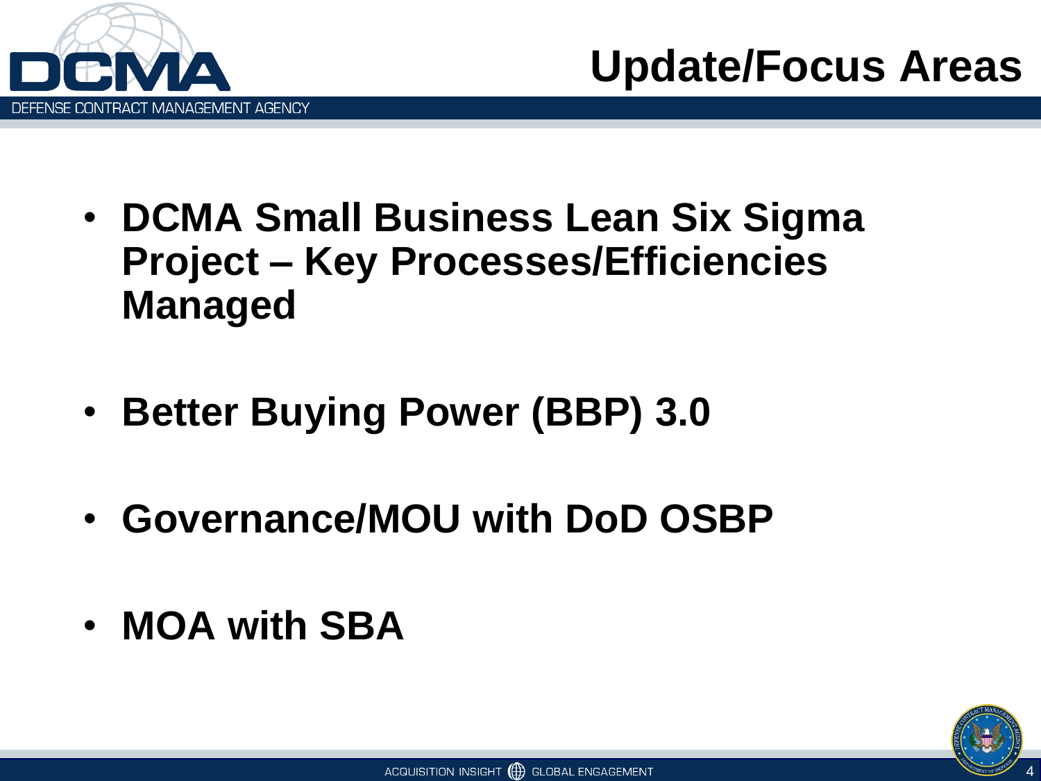# Update/Focus Areas

- **DCMA Small Business Lean Six Sigma Project – Key Processes/Efficiencies Managed**
- **Better Buying Power (BBP) 3.0**
- **Governance/MOU with DoD OSBP**
- **MOA with SBA**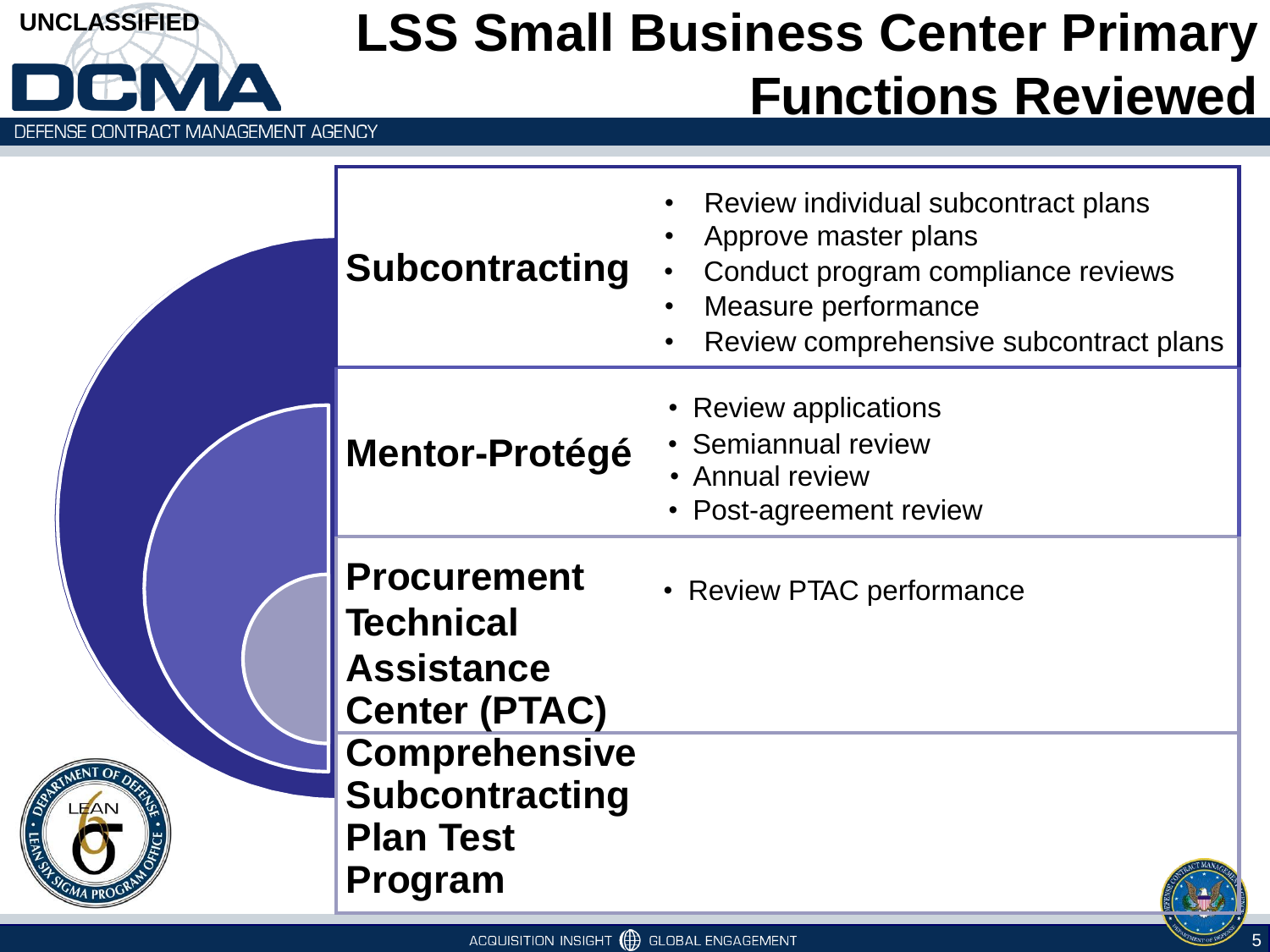# LSS Small Business Center Primary Functions Reviewed

| Function | Reviews |
| --- | --- |
| **Subcontracting** | • Review individual subcontract plans<br>• Approve master plans<br>• Conduct program compliance reviews<br>• Measure performance<br>• Review comprehensive subcontract plans |
| **Mentor-Protégé** | • Review applications<br>• Semiannual review<br>• Annual review<br>• Post-agreement review |
| **Procurement Technical Assistance Center (PTAC)** | • Review PTAC performance |
| **Comprehensive Subcontracting Plan Test Program** | |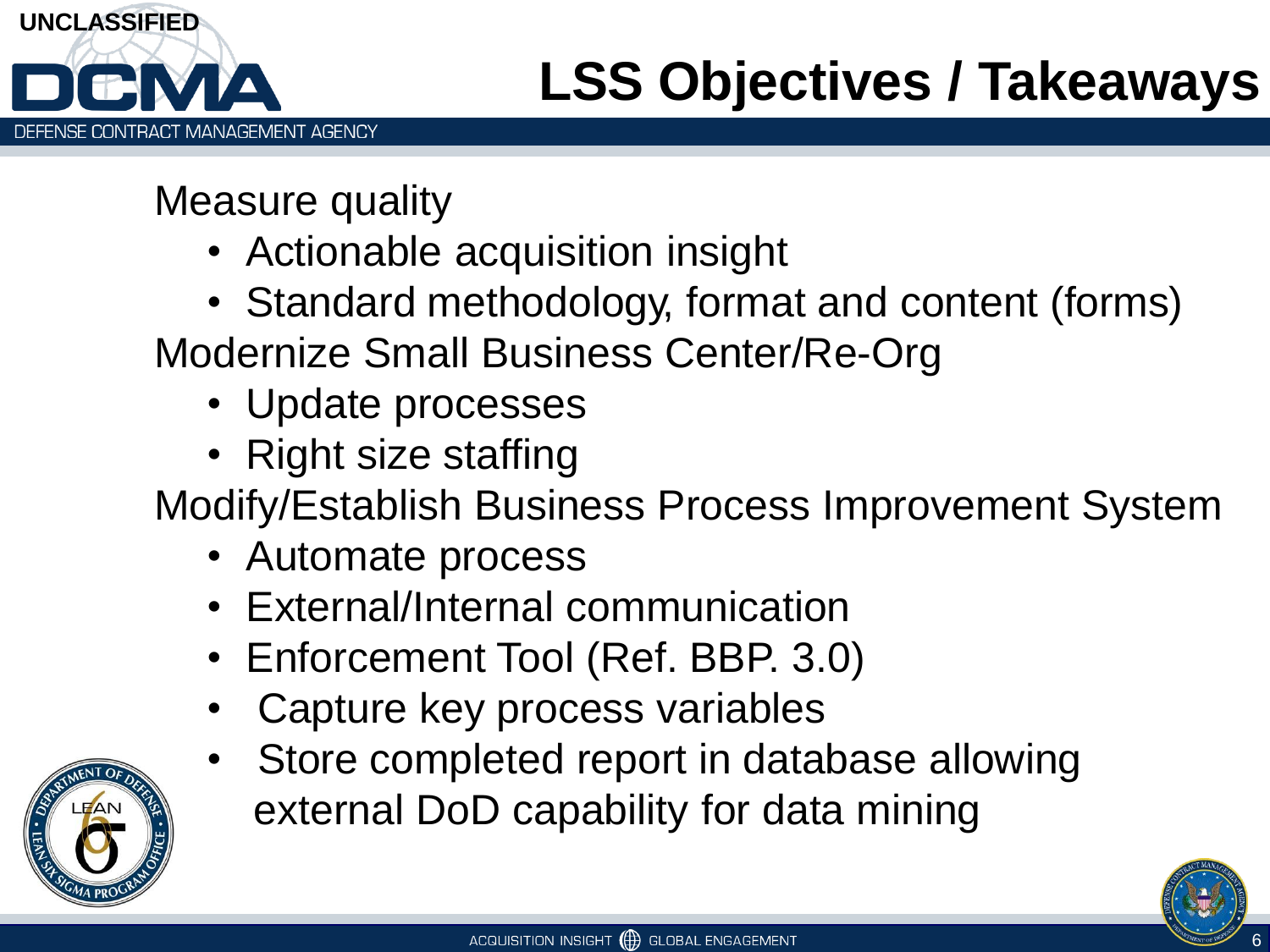# LSS Objectives / Takeaways

Measure quality

- Actionable acquisition insight
- Standard methodology, format and content (forms)

Modernize Small Business Center/Re-Org

- Update processes
- Right size staffing

Modify/Establish Business Process Improvement System

- Automate process
- External/Internal communication
- Enforcement Tool (Ref. BBP. 3.0)
- Capture key process variables
- Store completed report in database allowing external DoD capability for data mining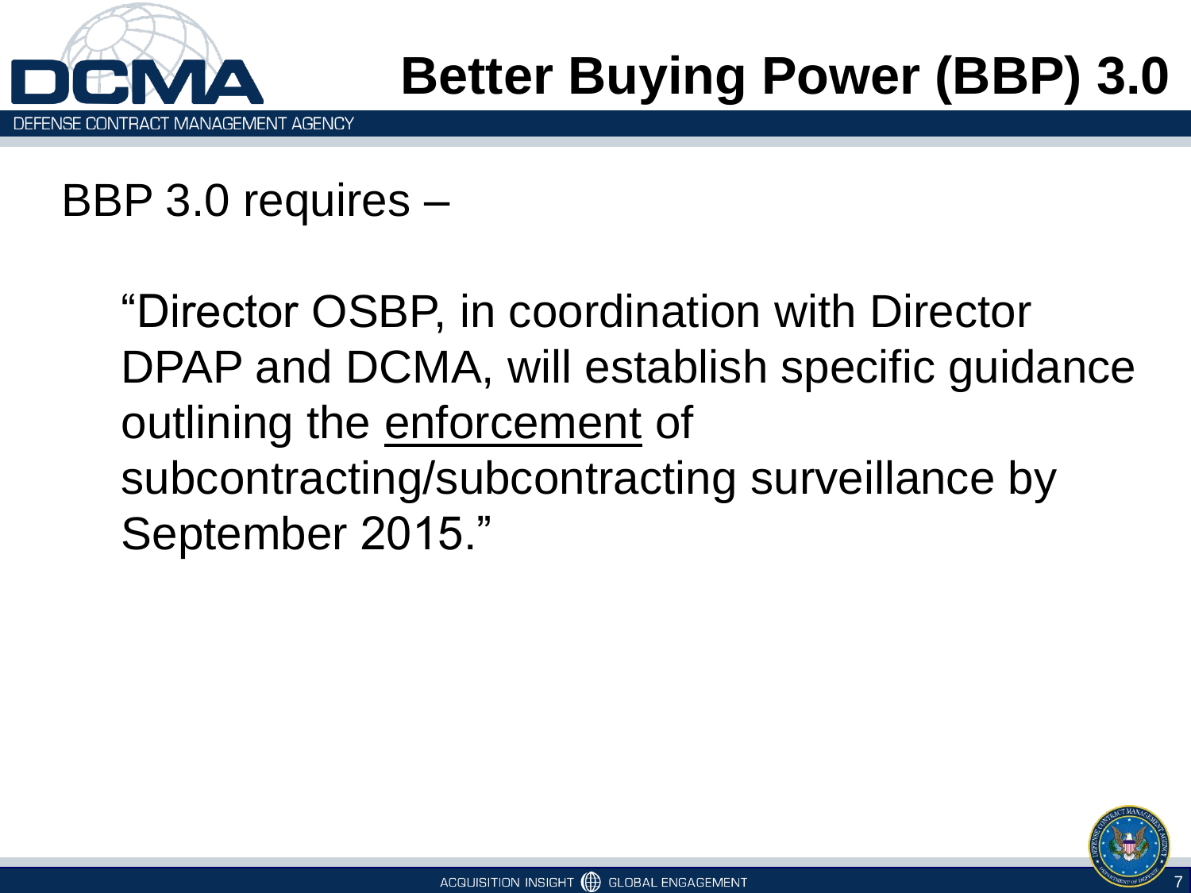# Better Buying Power (BBP) 3.0

BBP 3.0 requires –

> "Director OSBP, in coordination with Director DPAP and DCMA, will establish specific guidance outlining the <u>enforcement</u> of subcontracting/subcontracting surveillance by September 2015."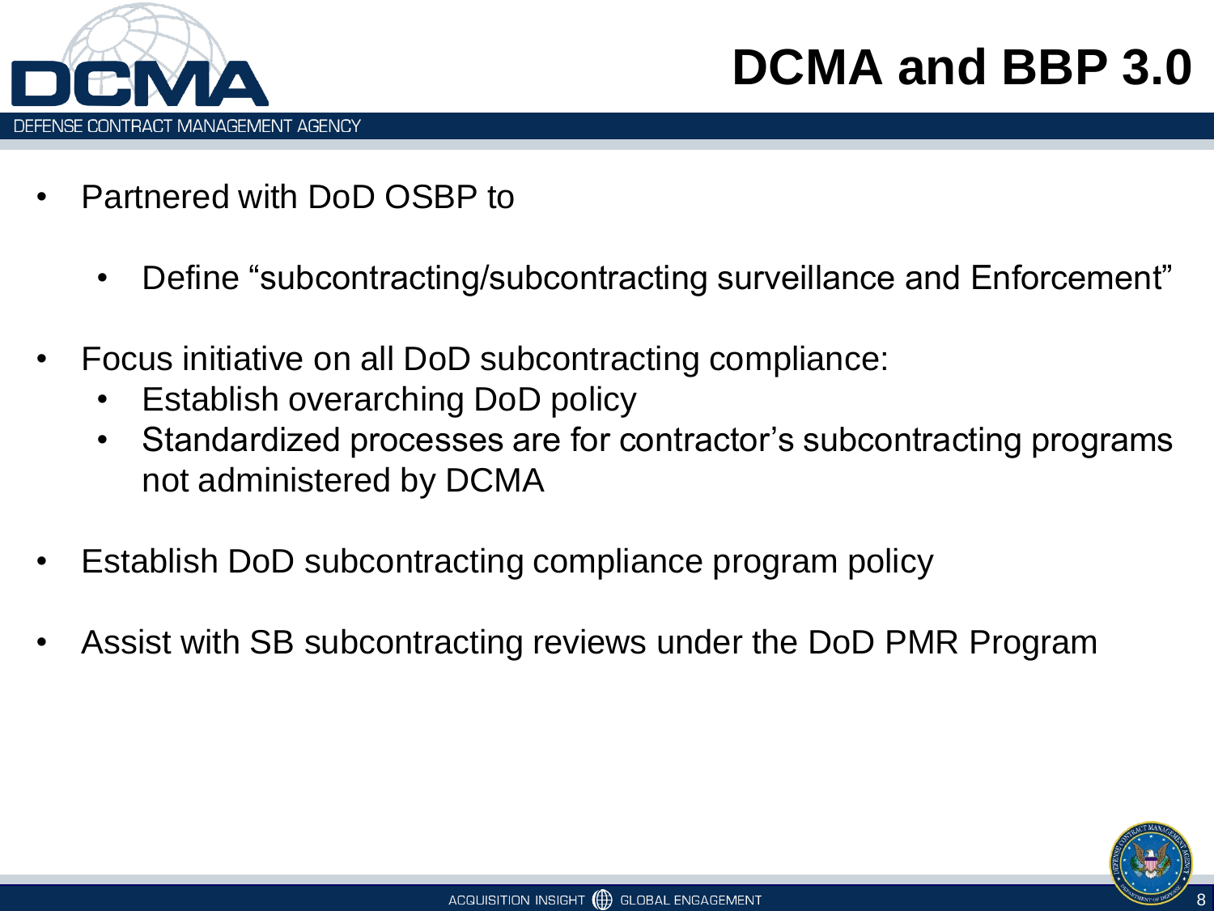# DCMA and BBP 3.0

- Partnered with DoD OSBP to
  - Define "subcontracting/subcontracting surveillance and Enforcement"
- Focus initiative on all DoD subcontracting compliance:
  - Establish overarching DoD policy
  - Standardized processes are for contractor's subcontracting programs not administered by DCMA
- Establish DoD subcontracting compliance program policy
- Assist with SB subcontracting reviews under the DoD PMR Program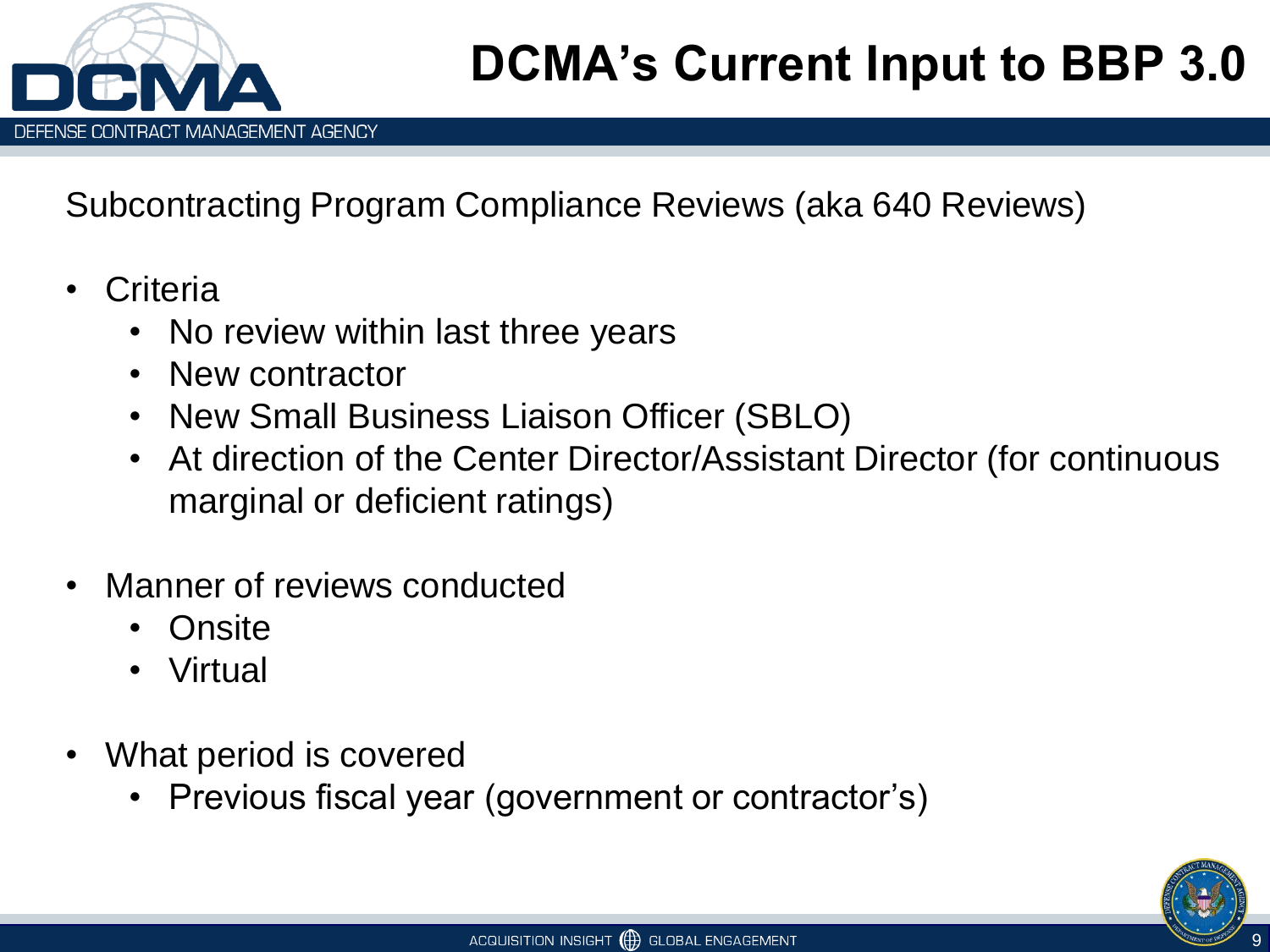# DCMA's Current Input to BBP 3.0

Subcontracting Program Compliance Reviews (aka 640 Reviews)

- Criteria
  - No review within last three years
  - New contractor
  - New Small Business Liaison Officer (SBLO)
  - At direction of the Center Director/Assistant Director (for continuous marginal or deficient ratings)
- Manner of reviews conducted
  - Onsite
  - Virtual
- What period is covered
  - Previous fiscal year (government or contractor's)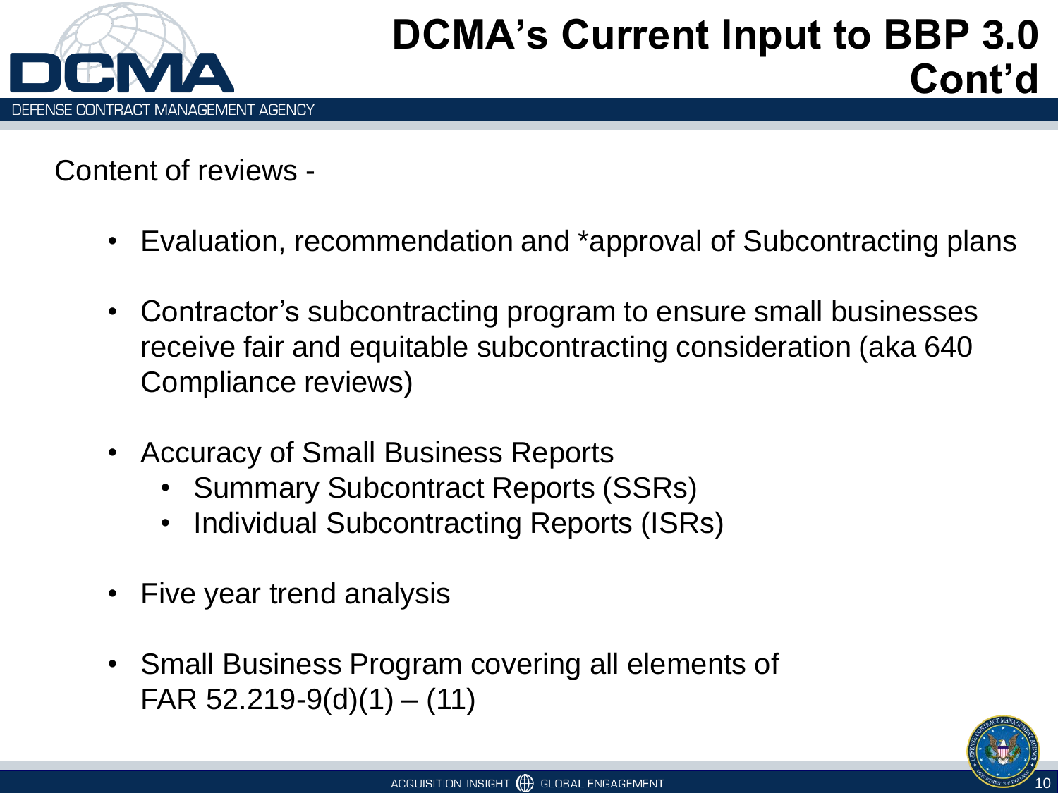# DCMA's Current Input to BBP 3.0 Cont'd

Content of reviews -

- Evaluation, recommendation and *approval of Subcontracting plans
- Contractor's subcontracting program to ensure small businesses receive fair and equitable subcontracting consideration (aka 640 Compliance reviews)
- Accuracy of Small Business Reports
  - Summary Subcontract Reports (SSRs)
  - Individual Subcontracting Reports (ISRs)
- Five year trend analysis
- Small Business Program covering all elements of FAR 52.219-9(d)(1) – (11)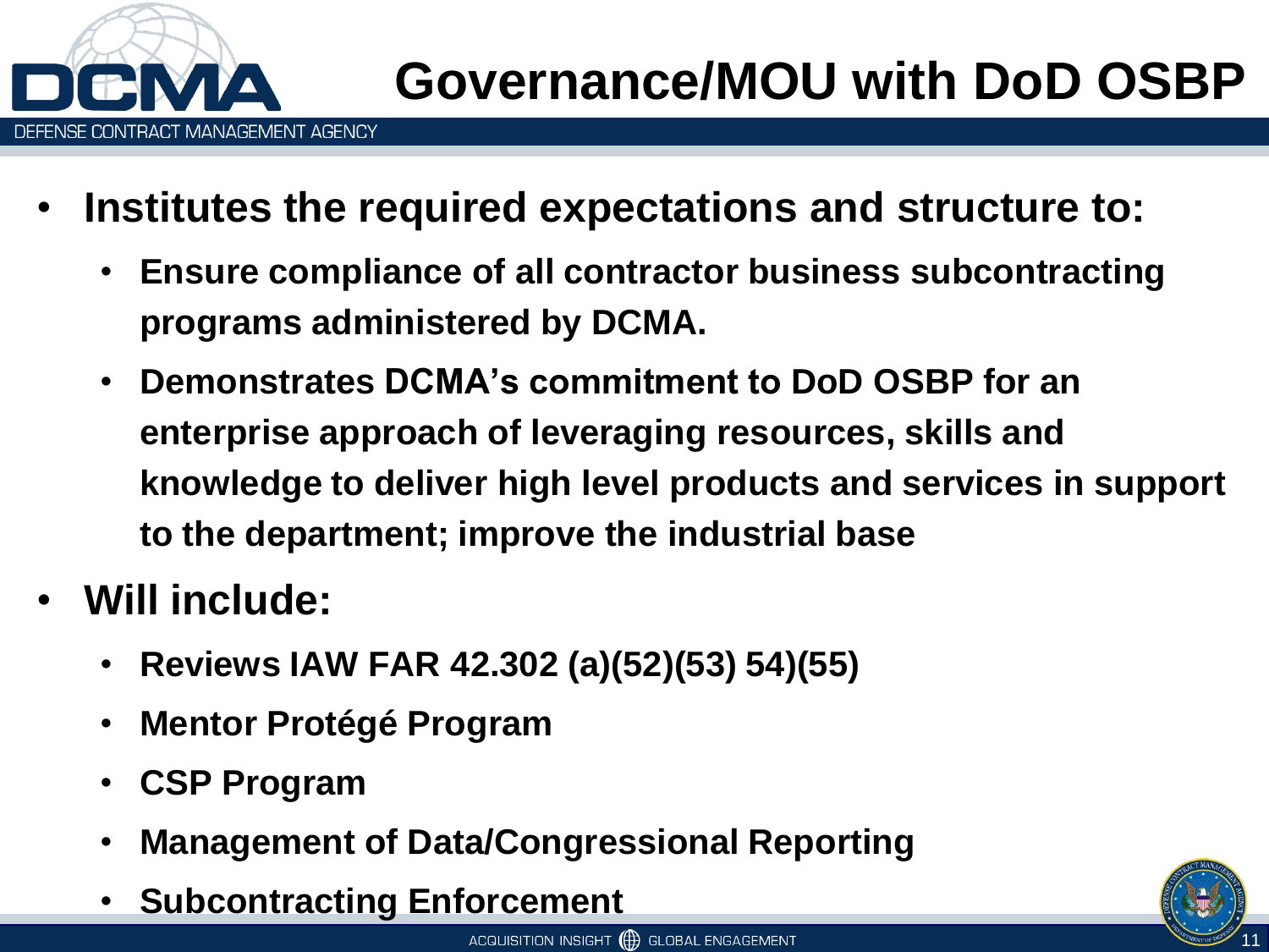# Governance/MOU with DoD OSBP

- **Institutes the required expectations and structure to:**
  - **Ensure compliance of all contractor business subcontracting programs administered by DCMA.**
  - **Demonstrates DCMA's commitment to DoD OSBP for an enterprise approach of leveraging resources, skills and knowledge to deliver high level products and services in support to the department; improve the industrial base**
- **Will include:**
  - **Reviews IAW FAR 42.302 (a)(52)(53) 54)(55)**
  - **Mentor Protégé Program**
  - **CSP Program**
  - **Management of Data/Congressional Reporting**
  - **Subcontracting Enforcement**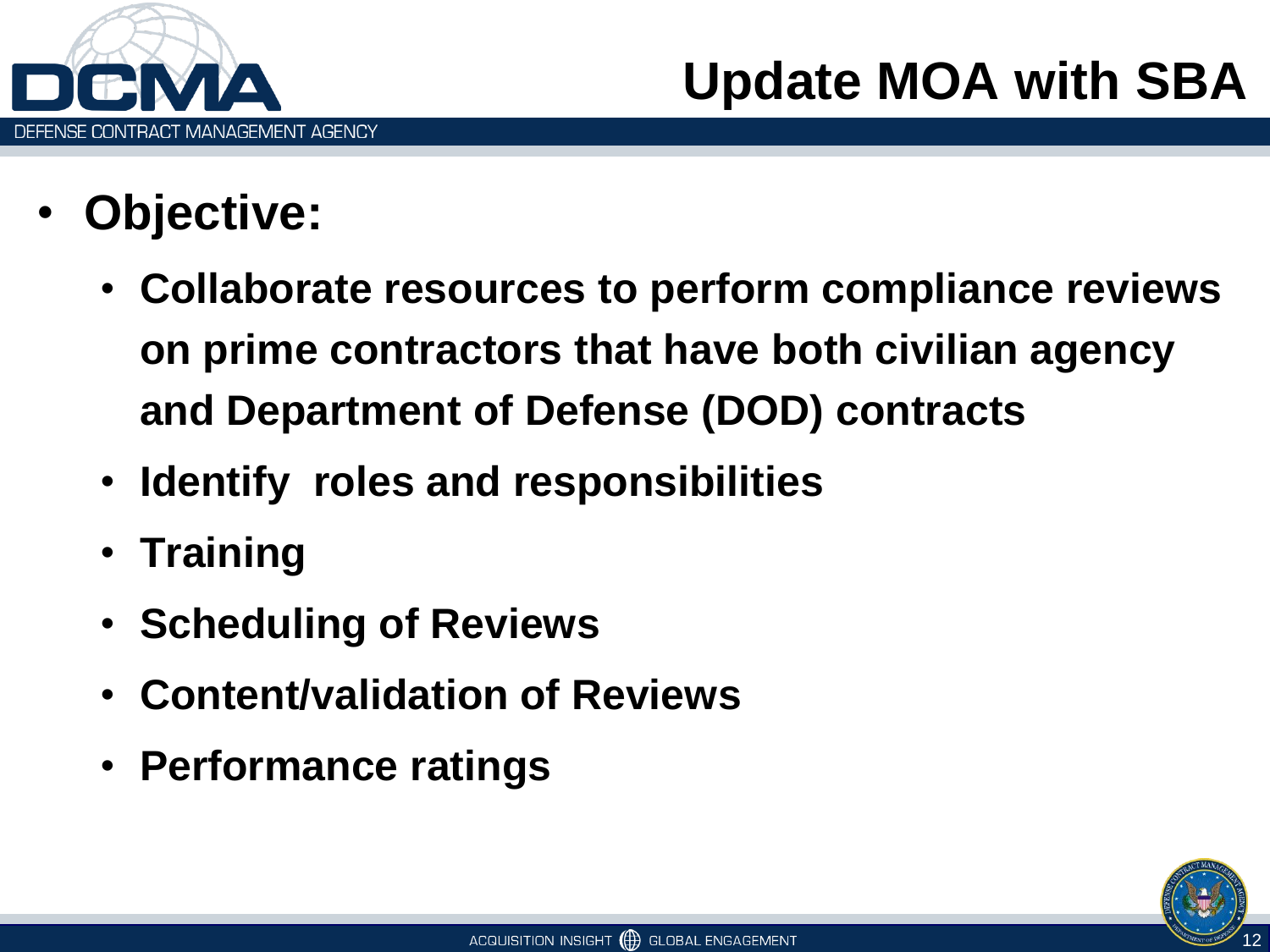# Update MOA with SBA

- **Objective:**
  - **Collaborate resources to perform compliance reviews on prime contractors that have both civilian agency and Department of Defense (DOD) contracts**
  - **Identify roles and responsibilities**
  - **Training**
  - **Scheduling of Reviews**
  - **Content/validation of Reviews**
  - **Performance ratings**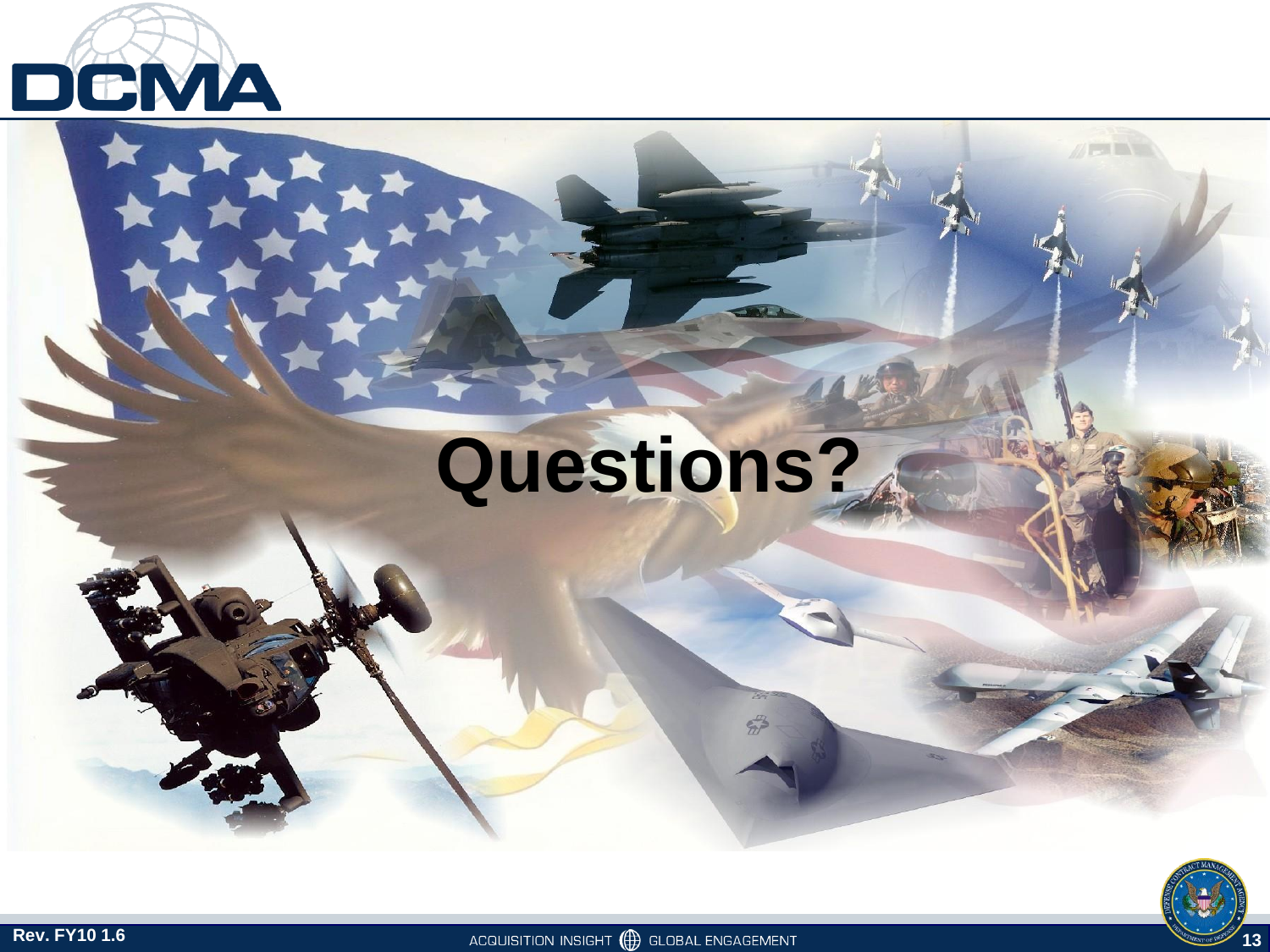# Questions?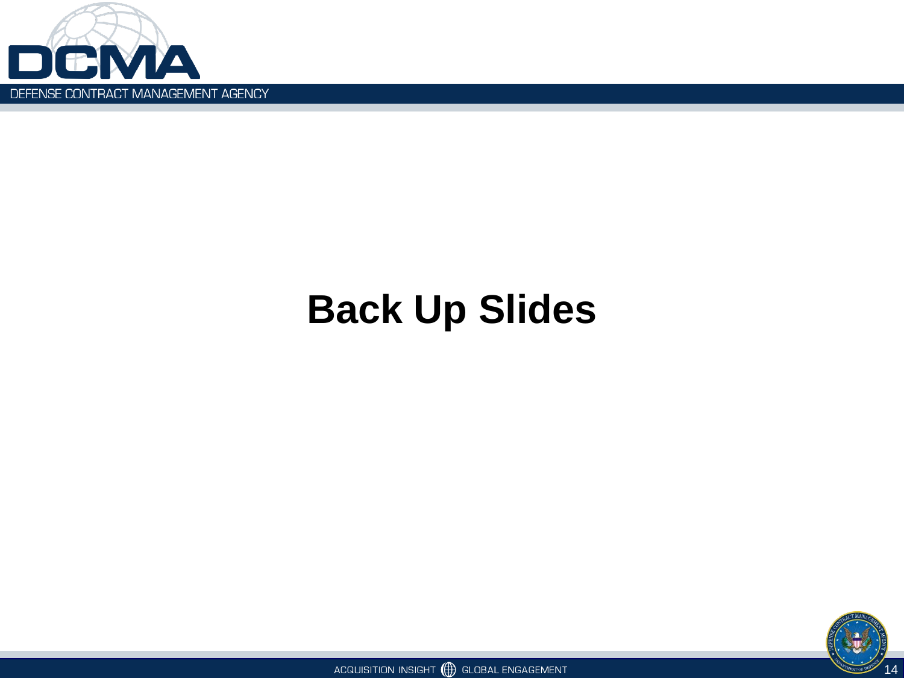# Back Up Slides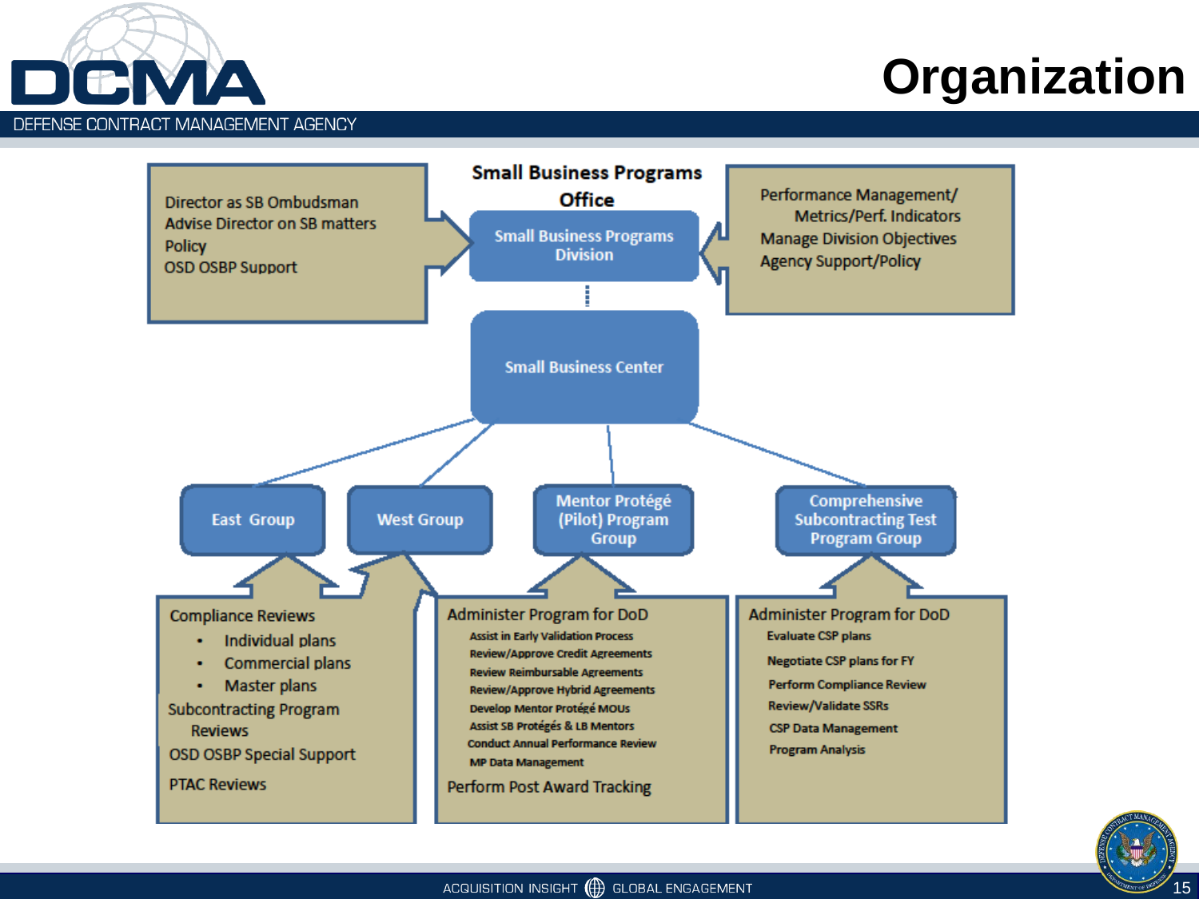# Organization

## Small Business Programs Office

**Small Business Programs Division**

- Director as SB Ombudsman
- Advise Director on SB matters
- Policy
- OSD OSBP Support

- Performance Management/ Metrics/Perf. Indicators
- Manage Division Objectives
- Agency Support/Policy

**Small Business Center**

**East Group** / **West Group**

- Compliance Reviews
  - Individual plans
  - Commercial plans
  - Master plans
- Subcontracting Program Reviews
- OSD OSBP Special Support
- PTAC Reviews

**Mentor Protégé (Pilot) Program Group**

- Administer Program for DoD
  - Assist in Early Validation Process
  - Review/Approve Credit Agreements
  - Review Reimbursable Agreements
  - Review/Approve Hybrid Agreements
  - Develop Mentor Protégé MOUs
  - Assist SB Protégés & LB Mentors
  - Conduct Annual Performance Review
  - MP Data Management
- Perform Post Award Tracking

**Comprehensive Subcontracting Test Program Group**

- Administer Program for DoD
  - Evaluate CSP plans
  - Negotiate CSP plans for FY
  - Perform Compliance Review
  - Review/Validate SSRs
  - CSP Data Management
  - Program Analysis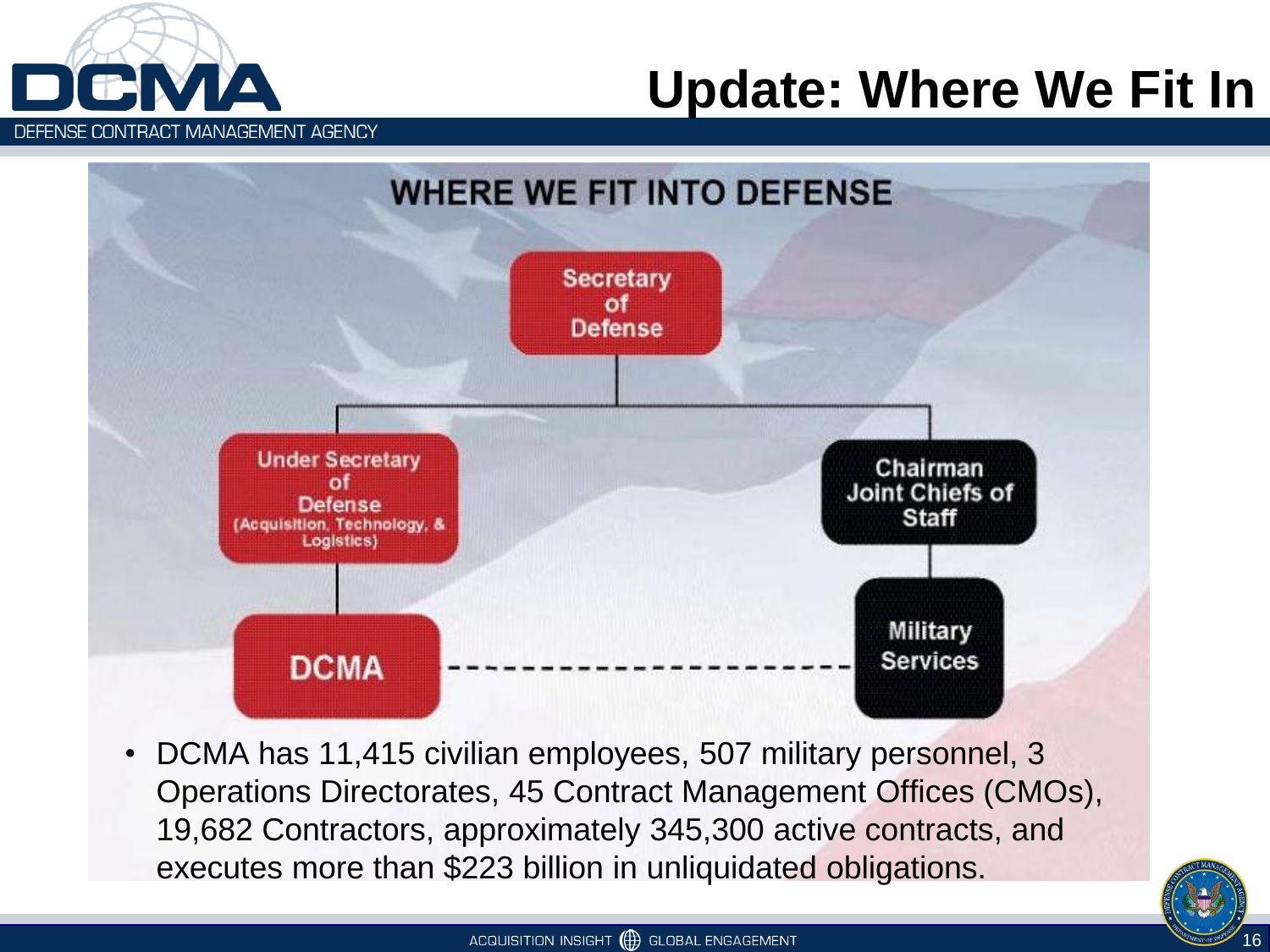# Update: Where We Fit In

## WHERE WE FIT INTO DEFENSE

- Secretary of Defense
  - Under Secretary of Defense (Acquisition, Technology, & Logistics)
    - DCMA
  - Chairman Joint Chiefs of Staff
    - Military Services

(DCMA - - - - - Military Services)

- DCMA has 11,415 civilian employees, 507 military personnel, 3 Operations Directorates, 45 Contract Management Offices (CMOs), 19,682 Contractors, approximately 345,300 active contracts, and executes more than $223 billion in unliquidated obligations.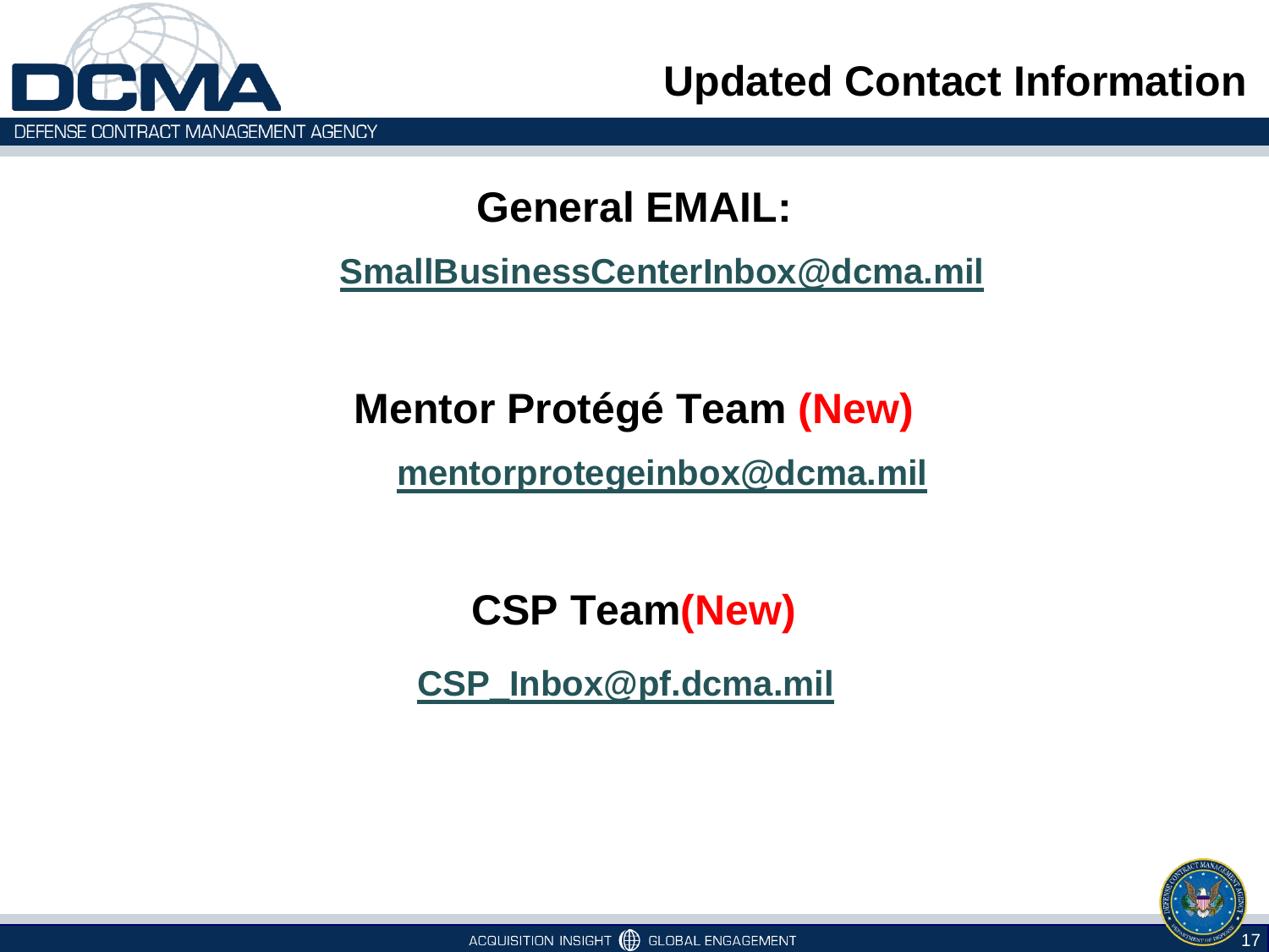# Updated Contact Information

## General EMAIL:

SmallBusinessCenterInbox@dcma.mil

## Mentor Protégé Team (New)

mentorprotegeinbox@dcma.mil

## CSP Team(New)

CSP_Inbox@pf.dcma.mil